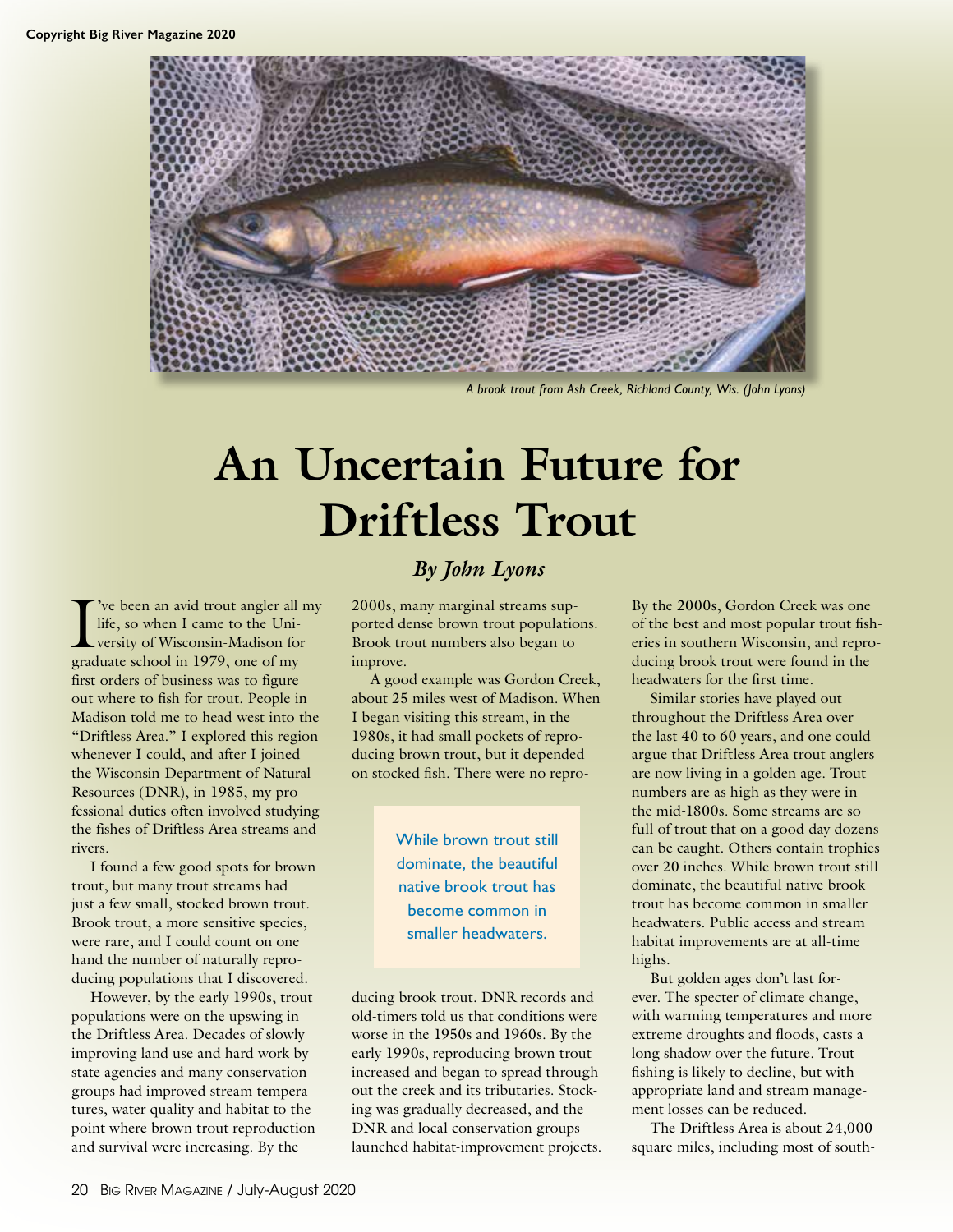A brook trout from Ash Creek, Richland County, Wis. (John Lyons)

# An Uncertain Future for Driftless Trout

### *By John Lyons*

I've been an avid trout angler all my life, so when I came to the University of Wisconsin-Madison for graduate school in 1979, one of my first orders of business was to figure out where to fish for trout. People in Madison told me to head west into the "Driftless Area." I explored this region whenever I could, and after I joined the Wisconsin Department of Natural Resources (DNR), in 1985, my professional duties often involved studying the fishes of Driftless Area streams and rivers.

I found a few good spots for brown trout, but many trout streams had just a few small, stocked brown trout. Brook trout, a more sensitive species, were rare, and I could count on one hand the number of naturally reproducing populations that I discovered.

However, by the early 1990s, trout populations were on the upswing in the Driftless Area. Decades of slowly improving land use and hard work by state agencies and many conservation groups had improved stream temperatures, water quality and habitat to the point where brown trout reproduction and survival were increasing. By the 2000s, many marginal streams supported dense brown trout populations. Brook trout numbers also began to improve.

A good example was Gordon Creek, about 25 miles west of Madison. When I began visiting this stream, in the 1980s, it had small pockets of reproducing brown trout, but it depended on stocked fish. There were no reproducing brook trout. DNR records and old-timers told us that conditions were worse in the 1950s and 1960s. By the early 1990s, reproducing brown trout increased and began to spread throughout the creek and its tributaries. Stocking was gradually decreased, and the DNR and local conservation groups launched habitat-improvement projects. By the 2000s, Gordon Creek was one of the best and most popular trout fisheries in southern Wisconsin, and reproducing brook trout were found in the headwaters for the first time.

> While brown trout still dominate, the beautiful native brook trout has become common in smaller headwaters.

Similar stories have played out throughout the Driftless Area over the last 40 to 60 years, and one could argue that Driftless Area trout anglers are now living in a golden age. Trout numbers are as high as they were in the mid-1800s. Some streams are so full of trout that on a good day dozens can be caught. Others contain trophies over 20 inches. While brown trout still dominate, the beautiful native brook trout has become common in smaller headwaters. Public access and stream habitat improvements are at all-time highs.

But golden ages don't last forever. The specter of climate change, with warming temperatures and more extreme droughts and floods, casts a long shadow over the future. Trout fishing is likely to decline, but with appropriate land and stream management losses can be reduced.

The Driftless Area is about 24,000 square miles, including most of south-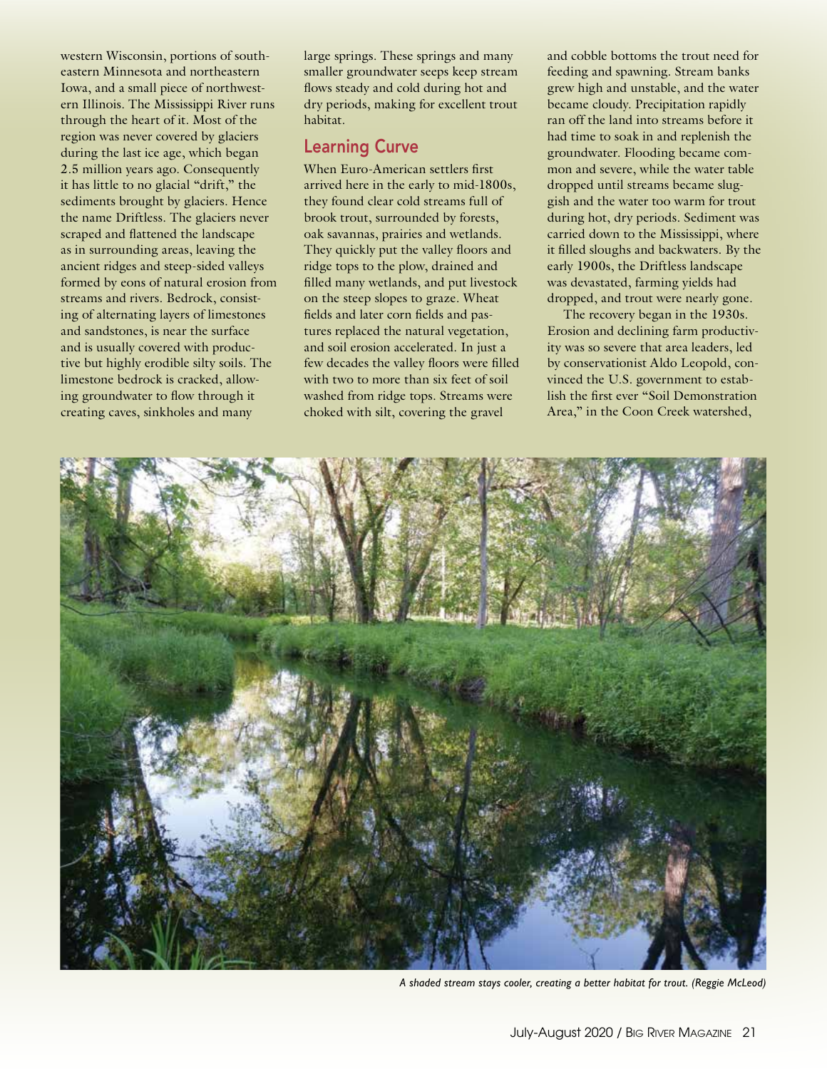western Wisconsin, portions of southeastern Minnesota and northeastern Iowa, and a small piece of northwestern Illinois. The Mississippi River runs through the heart of it. Most of the region was never covered by glaciers during the last ice age, which began 2.5 million years ago. Consequently it has little to no glacial "drift," the sediments brought by glaciers. Hence the name Driftless. The glaciers never scraped and flattened the landscape as in surrounding areas, leaving the ancient ridges and steep-sided valleys formed by eons of natural erosion from streams and rivers. Bedrock, consisting of alternating layers of limestones and sandstones, is near the surface and is usually covered with productive but highly erodible silty soils. The limestone bedrock is cracked, allowing groundwater to flow through it creating caves, sinkholes and many large springs. These springs and many smaller groundwater seeps keep stream flows steady and cold during hot and dry periods, making for excellent trout habitat.

## Learning Curve

When Euro-American settlers first arrived here in the early to mid-1800s, they found clear cold streams full of brook trout, surrounded by forests, oak savannas, prairies and wetlands. They quickly put the valley floors and ridge tops to the plow, drained and filled many wetlands, and put livestock on the steep slopes to graze. Wheat fields and later corn fields and pastures replaced the natural vegetation, and soil erosion accelerated. In just a few decades the valley floors were filled with two to more than six feet of soil washed from ridge tops. Streams were choked with silt, covering the gravel and cobble bottoms the trout need for feeding and spawning. Stream banks grew high and unstable, and the water became cloudy. Precipitation rapidly ran off the land into streams before it had time to soak in and replenish the groundwater. Flooding became common and severe, while the water table dropped until streams became sluggish and the water too warm for trout during hot, dry periods. Sediment was carried down to the Mississippi, where it filled sloughs and backwaters. By the early 1900s, the Driftless landscape was devastated, farming yields had dropped, and trout were nearly gone.

The recovery began in the 1930s. Erosion and declining farm productivity was so severe that area leaders, led by conservationist Aldo Leopold, convinced the U.S. government to establish the first ever "Soil Demonstration Area," in the Coon Creek watershed,

*A shaded stream stays cooler, creating a better habitat for trout. (Reggie McLeod)*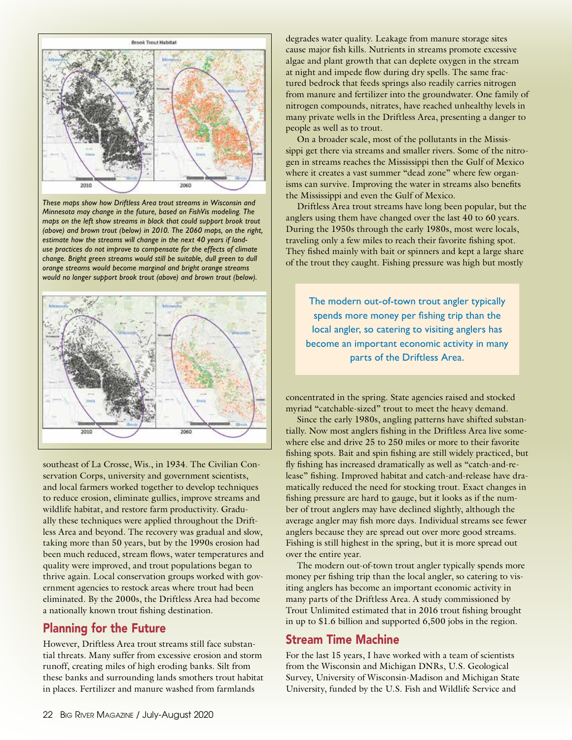*These maps show how Driftless Area trout streams in Wisconsin and Minnesota may change in the future, based on FishVis modeling. The maps on the left show streams in black that could support brook trout (above) and brown trout (below) in 2010. The 2060 maps, on the right, estimate how the streams will change in the next 40 years if land-use practices do not improve to compensate for the effects of climate change. Bright green streams would still be suitable, dull green to dull orange streams would become marginal and bright orange streams would no longer support brook trout (above) and brown trout (below).*

southeast of La Crosse, Wis., in 1934. The Civilian Conservation Corps, university and government scientists, and local farmers worked together to develop techniques to reduce erosion, eliminate gullies, improve streams and wildlife habitat, and restore farm productivity. Gradually these techniques were applied throughout the Driftless Area and beyond. The recovery was gradual and slow, taking more than 50 years, but by the 1990s erosion had been much reduced, stream flows, water temperatures and quality were improved, and trout populations began to thrive again. Local conservation groups worked with government agencies to restock areas where trout had been eliminated. By the 2000s, the Driftless Area had become a nationally known trout fishing destination.

## Planning for the Future

However, Driftless Area trout streams still face substantial threats. Many suffer from excessive erosion and storm runoff, creating miles of high eroding banks. Silt from these banks and surrounding lands smothers trout habitat in places. Fertilizer and manure washed from farmlands degrades water quality. Leakage from manure storage sites cause major fish kills. Nutrients in streams promote excessive algae and plant growth that can deplete oxygen in the stream at night and impede flow during dry spells. The same fractured bedrock that feeds springs also readily carries nitrogen from manure and fertilizer into the groundwater. One family of nitrogen compounds, nitrates, have reached unhealthy levels in many private wells in the Driftless Area, presenting a danger to people as well as to trout.

On a broader scale, most of the pollutants in the Mississippi get there via streams and smaller rivers. Some of the nitrogen in streams reaches the Mississippi then the Gulf of Mexico where it creates a vast summer "dead zone" where few organisms can survive. Improving the water in streams also benefits the Mississippi and even the Gulf of Mexico.

Driftless Area trout streams have long been popular, but the anglers using them have changed over the last 40 to 60 years. During the 1950s through the early 1980s, most were locals, traveling only a few miles to reach their favorite fishing spot. They fished mainly with bait or spinners and kept a large share of the trout they caught. Fishing pressure was high but mostly concentrated in the spring. State agencies raised and stocked myriad "catchable-sized" trout to meet the heavy demand.

> The modern out-of-town trout angler typically spends more money per fishing trip than the local angler, so catering to visiting anglers has become an important economic activity in many parts of the Driftless Area.

Since the early 1980s, angling patterns have shifted substantially. Now most anglers fishing in the Driftless Area live somewhere else and drive 25 to 250 miles or more to their favorite fishing spots. Bait and spin fishing are still widely practiced, but fly fishing has increased dramatically as well as "catch-and-release" fishing. Improved habitat and catch-and-release have dramatically reduced the need for stocking trout. Exact changes in fishing pressure are hard to gauge, but it looks as if the number of trout anglers may have declined slightly, although the average angler may fish more days. Individual streams see fewer anglers because they are spread out over more good streams. Fishing is still highest in the spring, but it is more spread out over the entire year.

The modern out-of-town trout angler typically spends more money per fishing trip than the local angler, so catering to visiting anglers has become an important economic activity in many parts of the Driftless Area. A study commissioned by Trout Unlimited estimated that in 2016 trout fishing brought in up to $1.6 billion and supported 6,500 jobs in the region.

## Stream Time Machine

For the last 15 years, I have worked with a team of scientists from the Wisconsin and Michigan DNRs, U.S. Geological Survey, University of Wisconsin-Madison and Michigan State University, funded by the U.S. Fish and Wildlife Service and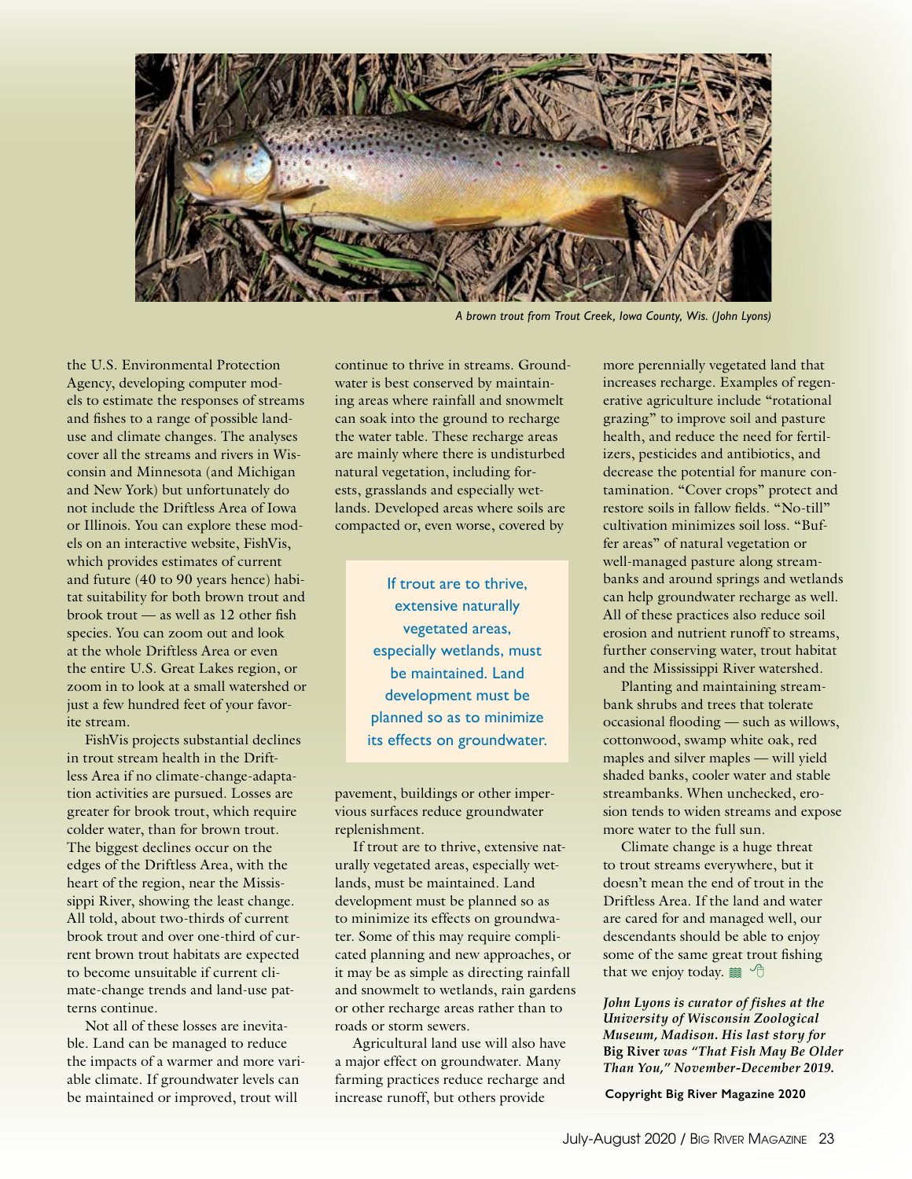*A brown trout from Trout Creek, Iowa County, Wis. (John Lyons)*

the U.S. Environmental Protection Agency, developing computer models to estimate the responses of streams and fishes to a range of possible land-use and climate changes. The analyses cover all the streams and rivers in Wisconsin and Minnesota (and Michigan and New York) but unfortunately do not include the Driftless Area of Iowa or Illinois. You can explore these models on an interactive website, FishVis, which provides estimates of current and future (40 to 90 years hence) habitat suitability for both brown trout and brook trout — as well as 12 other fish species. You can zoom out and look at the whole Driftless Area or even the entire U.S. Great Lakes region, or zoom in to look at a small watershed or just a few hundred feet of your favorite stream.

FishVis projects substantial declines in trout stream health in the Driftless Area if no climate-change-adaptation activities are pursued. Losses are greater for brook trout, which require colder water, than for brown trout. The biggest declines occur on the edges of the Driftless Area, with the heart of the region, near the Mississippi River, showing the least change. All told, about two-thirds of current brook trout and over one-third of current brown trout habitats are expected to become unsuitable if current climate-change trends and land-use patterns continue.

Not all of these losses are inevitable. Land can be managed to reduce the impacts of a warmer and more variable climate. If groundwater levels can be maintained or improved, trout will continue to thrive in streams. Groundwater is best conserved by maintaining areas where rainfall and snowmelt can soak into the ground to recharge the water table. These recharge areas are mainly where there is undisturbed natural vegetation, including forests, grasslands and especially wetlands. Developed areas where soils are compacted or, even worse, covered by pavement, buildings or other impervious surfaces reduce groundwater replenishment.

> If trout are to thrive, extensive naturally vegetated areas, especially wetlands, must be maintained. Land development must be planned so as to minimize its effects on groundwater.

If trout are to thrive, extensive naturally vegetated areas, especially wetlands, must be maintained. Land development must be planned so as to minimize its effects on groundwater. Some of this may require complicated planning and new approaches, or it may be as simple as directing rainfall and snowmelt to wetlands, rain gardens or other recharge areas rather than to roads or storm sewers.

Agricultural land use will also have a major effect on groundwater. Many farming practices reduce recharge and increase runoff, but others provide more perennially vegetated land that increases recharge. Examples of regenerative agriculture include "rotational grazing" to improve soil and pasture health, and reduce the need for fertilizers, pesticides and antibiotics, and decrease the potential for manure contamination. "Cover crops" protect and restore soils in fallow fields. "No-till" cultivation minimizes soil loss. "Buffer areas" of natural vegetation or well-managed pasture along streambanks and around springs and wetlands can help groundwater recharge as well. All of these practices also reduce soil erosion and nutrient runoff to streams, further conserving water, trout habitat and the Mississippi River watershed.

Planting and maintaining streambank shrubs and trees that tolerate occasional flooding — such as willows, cottonwood, swamp white oak, red maples and silver maples — will yield shaded banks, cooler water and stable streambanks. When unchecked, erosion tends to widen streams and expose more water to the full sun.

Climate change is a huge threat to trout streams everywhere, but it doesn't mean the end of trout in the Driftless Area. If the land and water are cared for and managed well, our descendants should be able to enjoy some of the same great trout fishing that we enjoy today.

*John Lyons is curator of fishes at the University of Wisconsin Zoological Museum, Madison. His last story for* **Big River** *was "That Fish May Be Older Than You," November-December 2019.*

**Copyright Big River Magazine 2020**